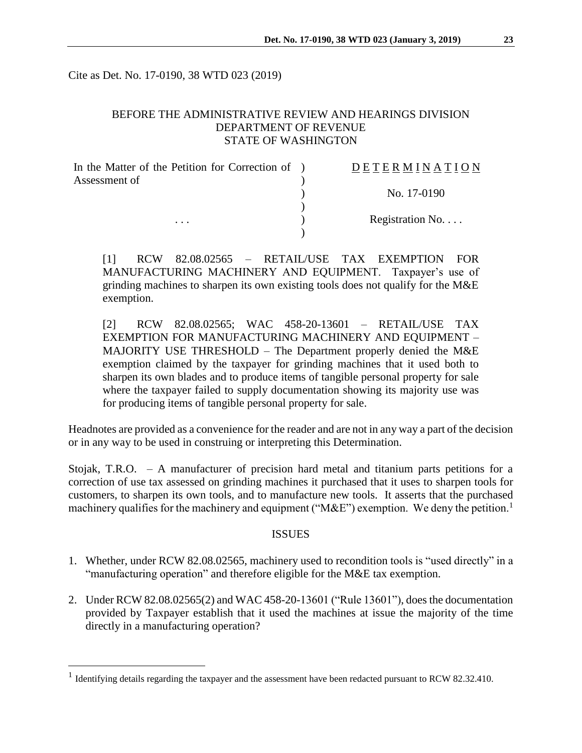Cite as Det. No. 17-0190, 38 WTD 023 (2019)

BEFORE THE ADMINISTRATIVE REVIEW AND HEARINGS DIVISION
DEPARTMENT OF REVENUE
STATE OF WASHINGTON

| In the Matter of the Petition for Correction of Assessment of | D E T E R M I N A T I O N |
|---|---|
| | No. 17-0190 |
| . . . | Registration No. . . . |

[1] RCW 82.08.02565 – RETAIL/USE TAX EXEMPTION FOR MANUFACTURING MACHINERY AND EQUIPMENT. Taxpayer's use of grinding machines to sharpen its own existing tools does not qualify for the M&E exemption.

[2] RCW 82.08.02565; WAC 458-20-13601 – RETAIL/USE TAX EXEMPTION FOR MANUFACTURING MACHINERY AND EQUIPMENT – MAJORITY USE THRESHOLD – The Department properly denied the M&E exemption claimed by the taxpayer for grinding machines that it used both to sharpen its own blades and to produce items of tangible personal property for sale where the taxpayer failed to supply documentation showing its majority use was for producing items of tangible personal property for sale.

Headnotes are provided as a convenience for the reader and are not in any way a part of the decision or in any way to be used in construing or interpreting this Determination.

Stojak, T.R.O. – A manufacturer of precision hard metal and titanium parts petitions for a correction of use tax assessed on grinding machines it purchased that it uses to sharpen tools for customers, to sharpen its own tools, and to manufacture new tools. It asserts that the purchased machinery qualifies for the machinery and equipment ("M&E") exemption. We deny the petition.[1]

## ISSUES

1. Whether, under RCW 82.08.02565, machinery used to recondition tools is "used directly" in a "manufacturing operation" and therefore eligible for the M&E tax exemption.

2. Under RCW 82.08.02565(2) and WAC 458-20-13601 ("Rule 13601"), does the documentation provided by Taxpayer establish that it used the machines at issue the majority of the time directly in a manufacturing operation?

[1] Identifying details regarding the taxpayer and the assessment have been redacted pursuant to RCW 82.32.410.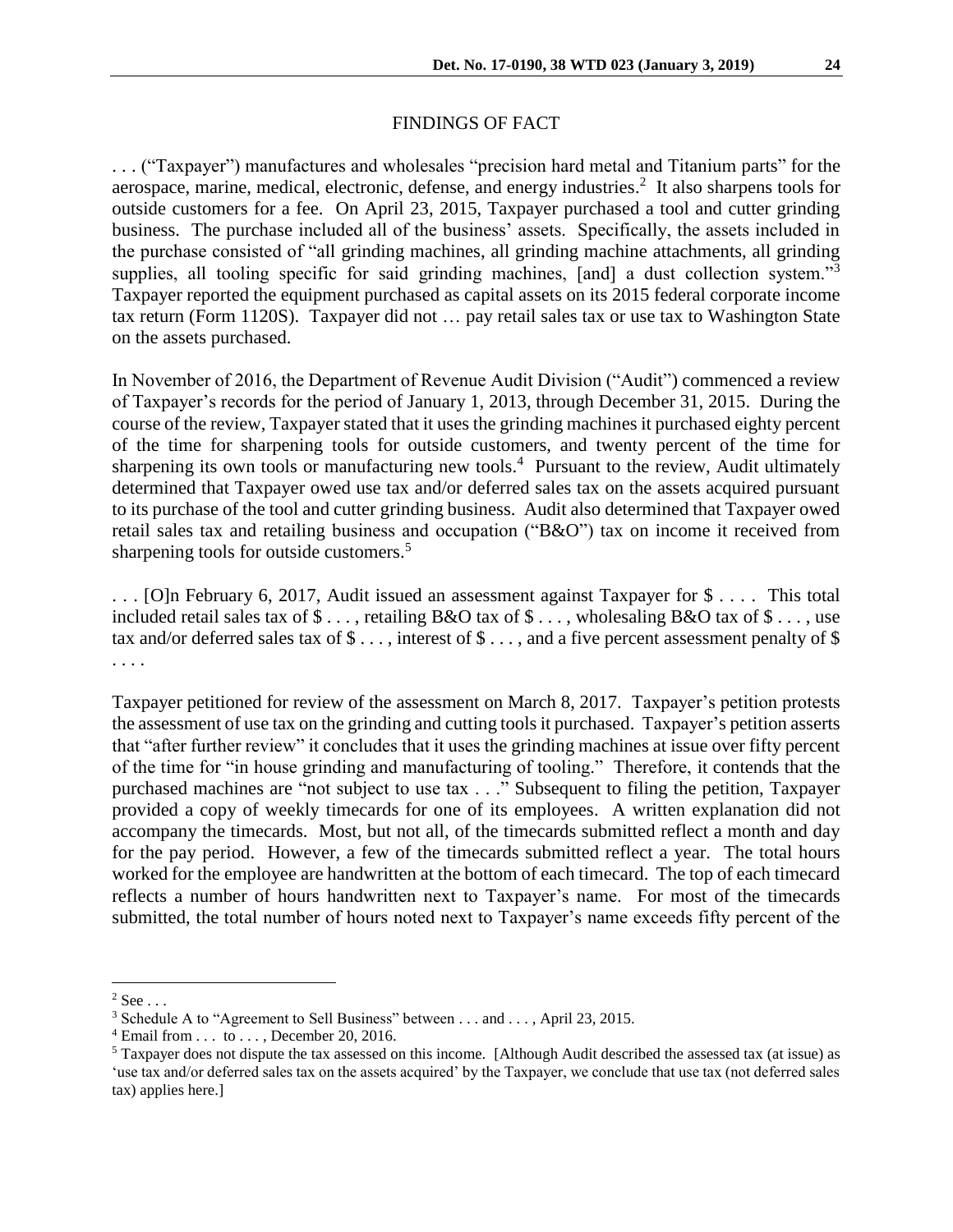## FINDINGS OF FACT

. . . ("Taxpayer") manufactures and wholesales "precision hard metal and Titanium parts" for the aerospace, marine, medical, electronic, defense, and energy industries.[2] It also sharpens tools for outside customers for a fee. On April 23, 2015, Taxpayer purchased a tool and cutter grinding business. The purchase included all of the business' assets. Specifically, the assets included in the purchase consisted of "all grinding machines, all grinding machine attachments, all grinding supplies, all tooling specific for said grinding machines, [and] a dust collection system."[3] Taxpayer reported the equipment purchased as capital assets on its 2015 federal corporate income tax return (Form 1120S). Taxpayer did not … pay retail sales tax or use tax to Washington State on the assets purchased.

In November of 2016, the Department of Revenue Audit Division ("Audit") commenced a review of Taxpayer's records for the period of January 1, 2013, through December 31, 2015. During the course of the review, Taxpayer stated that it uses the grinding machines it purchased eighty percent of the time for sharpening tools for outside customers, and twenty percent of the time for sharpening its own tools or manufacturing new tools.[4] Pursuant to the review, Audit ultimately determined that Taxpayer owed use tax and/or deferred sales tax on the assets acquired pursuant to its purchase of the tool and cutter grinding business. Audit also determined that Taxpayer owed retail sales tax and retailing business and occupation ("B&O") tax on income it received from sharpening tools for outside customers.[5]

. . . [O]n February 6, 2017, Audit issued an assessment against Taxpayer for $ . . . . This total included retail sales tax of $ . . . , retailing B&O tax of $ . . . , wholesaling B&O tax of $ . . . , use tax and/or deferred sales tax of $ . . . , interest of $ . . . , and a five percent assessment penalty of $ . . . .

Taxpayer petitioned for review of the assessment on March 8, 2017. Taxpayer's petition protests the assessment of use tax on the grinding and cutting tools it purchased. Taxpayer's petition asserts that "after further review" it concludes that it uses the grinding machines at issue over fifty percent of the time for "in house grinding and manufacturing of tooling." Therefore, it contends that the purchased machines are "not subject to use tax . . ." Subsequent to filing the petition, Taxpayer provided a copy of weekly timecards for one of its employees. A written explanation did not accompany the timecards. Most, but not all, of the timecards submitted reflect a month and day for the pay period. However, a few of the timecards submitted reflect a year. The total hours worked for the employee are handwritten at the bottom of each timecard. The top of each timecard reflects a number of hours handwritten next to Taxpayer's name. For most of the timecards submitted, the total number of hours noted next to Taxpayer's name exceeds fifty percent of the

---

[2] See . . .

[3] Schedule A to "Agreement to Sell Business" between . . . and . . . , April 23, 2015.

[4] Email from . . . to . . . , December 20, 2016.

[5] Taxpayer does not dispute the tax assessed on this income. [Although Audit described the assessed tax (at issue) as 'use tax and/or deferred sales tax on the assets acquired' by the Taxpayer, we conclude that use tax (not deferred sales tax) applies here.]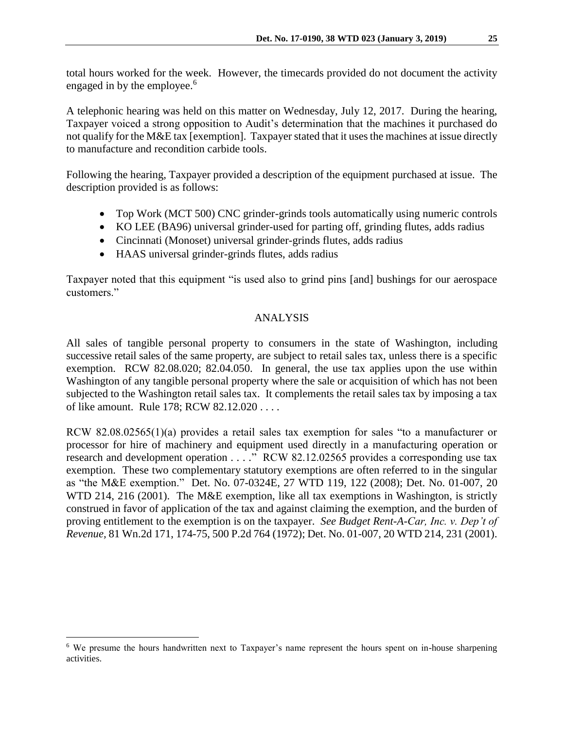total hours worked for the week. However, the timecards provided do not document the activity engaged in by the employee.[6]

A telephonic hearing was held on this matter on Wednesday, July 12, 2017. During the hearing, Taxpayer voiced a strong opposition to Audit's determination that the machines it purchased do not qualify for the M&E tax [exemption]. Taxpayer stated that it uses the machines at issue directly to manufacture and recondition carbide tools.

Following the hearing, Taxpayer provided a description of the equipment purchased at issue. The description provided is as follows:

- Top Work (MCT 500) CNC grinder-grinds tools automatically using numeric controls
- KO LEE (BA96) universal grinder-used for parting off, grinding flutes, adds radius
- Cincinnati (Monoset) universal grinder-grinds flutes, adds radius
- HAAS universal grinder-grinds flutes, adds radius

Taxpayer noted that this equipment "is used also to grind pins [and] bushings for our aerospace customers."

## ANALYSIS

All sales of tangible personal property to consumers in the state of Washington, including successive retail sales of the same property, are subject to retail sales tax, unless there is a specific exemption. RCW 82.08.020; 82.04.050. In general, the use tax applies upon the use within Washington of any tangible personal property where the sale or acquisition of which has not been subjected to the Washington retail sales tax. It complements the retail sales tax by imposing a tax of like amount. Rule 178; RCW 82.12.020 . . . .

RCW 82.08.02565(1)(a) provides a retail sales tax exemption for sales "to a manufacturer or processor for hire of machinery and equipment used directly in a manufacturing operation or research and development operation . . . ." RCW 82.12.02565 provides a corresponding use tax exemption. These two complementary statutory exemptions are often referred to in the singular as "the M&E exemption." Det. No. 07-0324E, 27 WTD 119, 122 (2008); Det. No. 01-007, 20 WTD 214, 216 (2001). The M&E exemption, like all tax exemptions in Washington, is strictly construed in favor of application of the tax and against claiming the exemption, and the burden of proving entitlement to the exemption is on the taxpayer. *See Budget Rent-A-Car, Inc. v. Dep't of Revenue*, 81 Wn.2d 171, 174-75, 500 P.2d 764 (1972); Det. No. 01-007, 20 WTD 214, 231 (2001).

[6] We presume the hours handwritten next to Taxpayer's name represent the hours spent on in-house sharpening activities.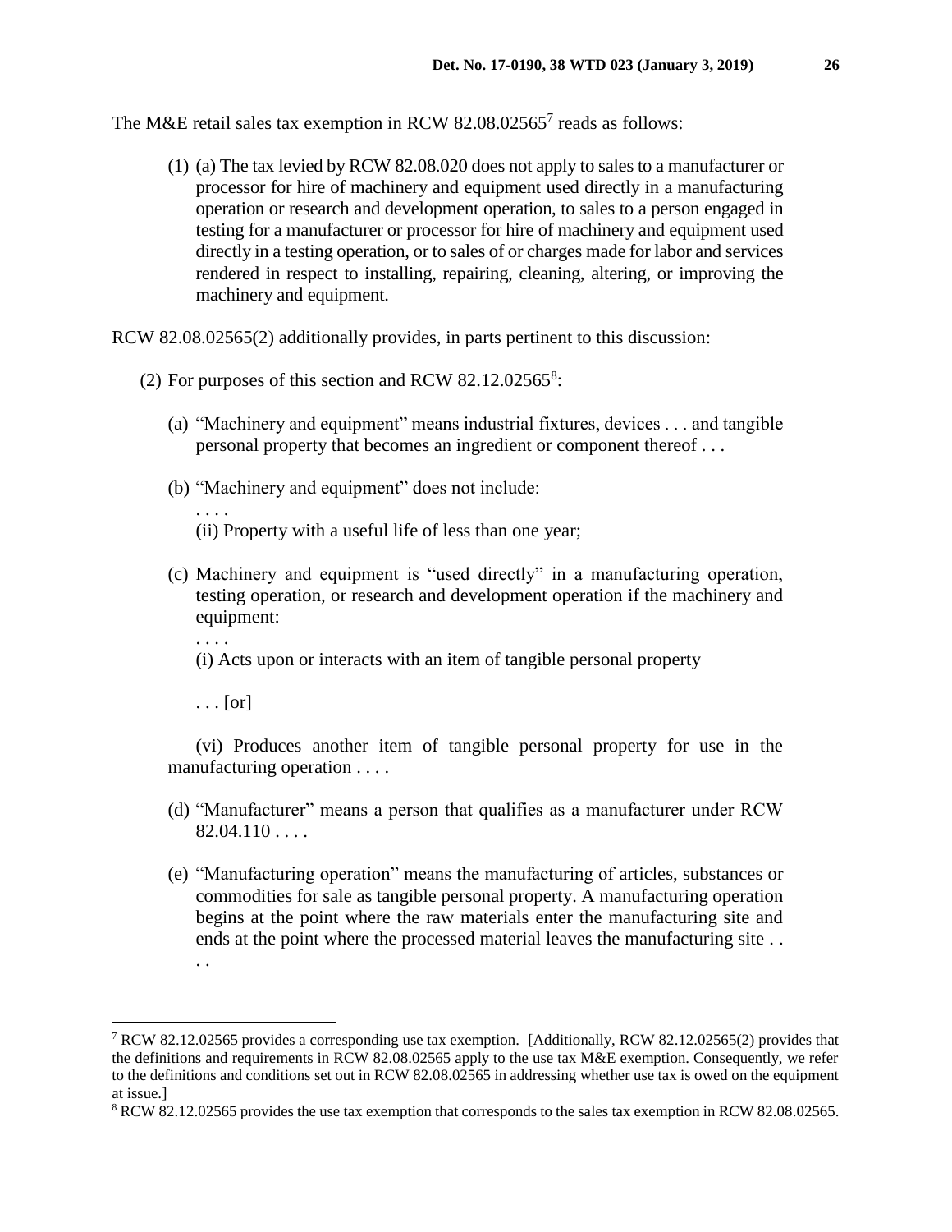The M&E retail sales tax exemption in RCW 82.08.02565[7] reads as follows:

> (1) (a) The tax levied by RCW 82.08.020 does not apply to sales to a manufacturer or processor for hire of machinery and equipment used directly in a manufacturing operation or research and development operation, to sales to a person engaged in testing for a manufacturer or processor for hire of machinery and equipment used directly in a testing operation, or to sales of or charges made for labor and services rendered in respect to installing, repairing, cleaning, altering, or improving the machinery and equipment.

RCW 82.08.02565(2) additionally provides, in parts pertinent to this discussion:

> (2) For purposes of this section and RCW 82.12.02565[8]:
>
> (a) "Machinery and equipment" means industrial fixtures, devices . . . and tangible personal property that becomes an ingredient or component thereof . . .
>
> (b) "Machinery and equipment" does not include:
>
> . . . .
>
> (ii) Property with a useful life of less than one year;
>
> (c) Machinery and equipment is "used directly" in a manufacturing operation, testing operation, or research and development operation if the machinery and equipment:
>
> . . . .
>
> (i) Acts upon or interacts with an item of tangible personal property
>
> . . . [or]
>
> (vi) Produces another item of tangible personal property for use in the manufacturing operation . . . .
>
> (d) "Manufacturer" means a person that qualifies as a manufacturer under RCW 82.04.110 . . . .
>
> (e) "Manufacturing operation" means the manufacturing of articles, substances or commodities for sale as tangible personal property. A manufacturing operation begins at the point where the raw materials enter the manufacturing site and ends at the point where the processed material leaves the manufacturing site . . . .

---

[7] RCW 82.12.02565 provides a corresponding use tax exemption. [Additionally, RCW 82.12.02565(2) provides that the definitions and requirements in RCW 82.08.02565 apply to the use tax M&E exemption. Consequently, we refer to the definitions and conditions set out in RCW 82.08.02565 in addressing whether use tax is owed on the equipment at issue.]

[8] RCW 82.12.02565 provides the use tax exemption that corresponds to the sales tax exemption in RCW 82.08.02565.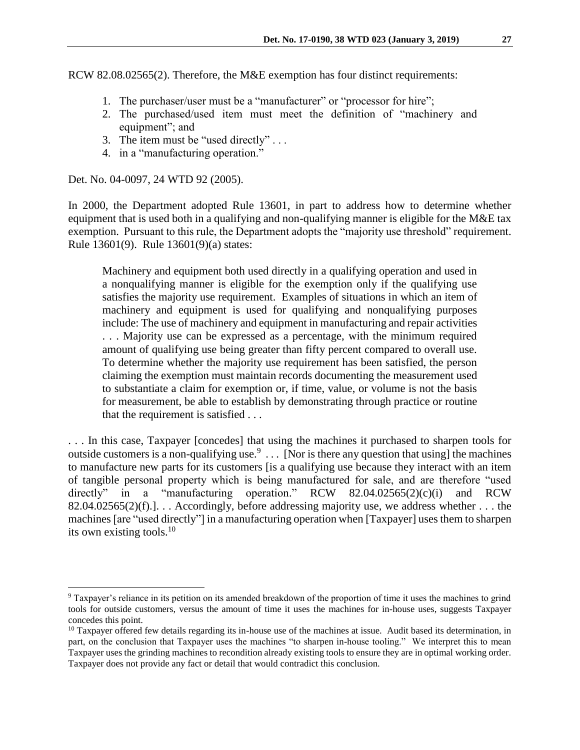RCW 82.08.02565(2). Therefore, the M&E exemption has four distinct requirements:

1. The purchaser/user must be a "manufacturer" or "processor for hire";
2. The purchased/used item must meet the definition of "machinery and equipment"; and
3. The item must be "used directly" . . .
4. in a "manufacturing operation."

Det. No. 04-0097, 24 WTD 92 (2005).

In 2000, the Department adopted Rule 13601, in part to address how to determine whether equipment that is used both in a qualifying and non-qualifying manner is eligible for the M&E tax exemption. Pursuant to this rule, the Department adopts the "majority use threshold" requirement. Rule 13601(9). Rule 13601(9)(a) states:

> Machinery and equipment both used directly in a qualifying operation and used in a nonqualifying manner is eligible for the exemption only if the qualifying use satisfies the majority use requirement. Examples of situations in which an item of machinery and equipment is used for qualifying and nonqualifying purposes include: The use of machinery and equipment in manufacturing and repair activities . . . Majority use can be expressed as a percentage, with the minimum required amount of qualifying use being greater than fifty percent compared to overall use. To determine whether the majority use requirement has been satisfied, the person claiming the exemption must maintain records documenting the measurement used to substantiate a claim for exemption or, if time, value, or volume is not the basis for measurement, be able to establish by demonstrating through practice or routine that the requirement is satisfied . . .

. . . In this case, Taxpayer [concedes] that using the machines it purchased to sharpen tools for outside customers is a non-qualifying use.[9] . . . [Nor is there any question that using] the machines to manufacture new parts for its customers [is a qualifying use because they interact with an item of tangible personal property which is being manufactured for sale, and are therefore "used directly" in a "manufacturing operation." RCW 82.04.02565(2)(c)(i) and RCW 82.04.02565(2)(f).]. . . Accordingly, before addressing majority use, we address whether . . . the machines [are "used directly"] in a manufacturing operation when [Taxpayer] uses them to sharpen its own existing tools.[10]

---

[9] Taxpayer's reliance in its petition on its amended breakdown of the proportion of time it uses the machines to grind tools for outside customers, versus the amount of time it uses the machines for in-house uses, suggests Taxpayer concedes this point.

[10] Taxpayer offered few details regarding its in-house use of the machines at issue. Audit based its determination, in part, on the conclusion that Taxpayer uses the machines "to sharpen in-house tooling." We interpret this to mean Taxpayer uses the grinding machines to recondition already existing tools to ensure they are in optimal working order. Taxpayer does not provide any fact or detail that would contradict this conclusion.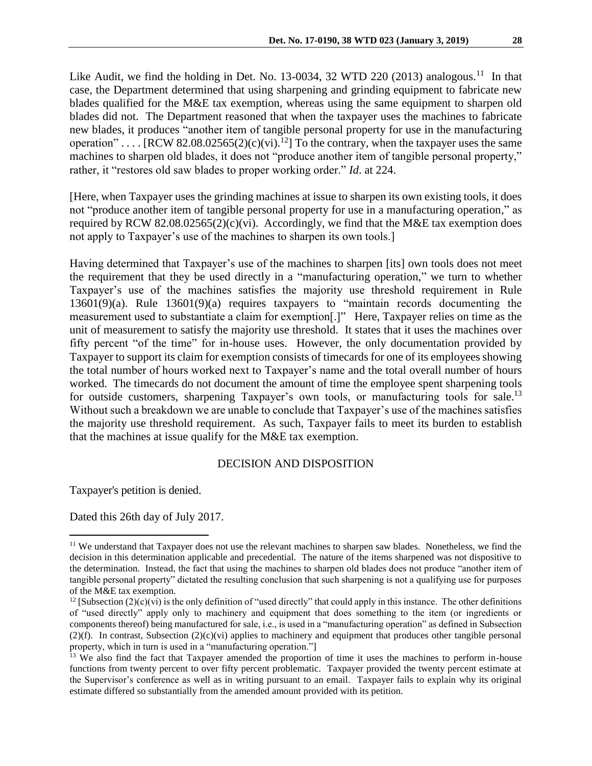Like Audit, we find the holding in Det. No. 13-0034, 32 WTD 220 (2013) analogous.[11] In that case, the Department determined that using sharpening and grinding equipment to fabricate new blades qualified for the M&E tax exemption, whereas using the same equipment to sharpen old blades did not. The Department reasoned that when the taxpayer uses the machines to fabricate new blades, it produces "another item of tangible personal property for use in the manufacturing operation" . . . . [RCW 82.08.02565(2)(c)(vi).[12]] To the contrary, when the taxpayer uses the same machines to sharpen old blades, it does not "produce another item of tangible personal property," rather, it "restores old saw blades to proper working order." *Id*. at 224.

[Here, when Taxpayer uses the grinding machines at issue to sharpen its own existing tools, it does not "produce another item of tangible personal property for use in a manufacturing operation," as required by RCW 82.08.02565(2)(c)(vi). Accordingly, we find that the M&E tax exemption does not apply to Taxpayer's use of the machines to sharpen its own tools.]

Having determined that Taxpayer's use of the machines to sharpen [its] own tools does not meet the requirement that they be used directly in a "manufacturing operation," we turn to whether Taxpayer's use of the machines satisfies the majority use threshold requirement in Rule 13601(9)(a). Rule 13601(9)(a) requires taxpayers to "maintain records documenting the measurement used to substantiate a claim for exemption[.]" Here, Taxpayer relies on time as the unit of measurement to satisfy the majority use threshold. It states that it uses the machines over fifty percent "of the time" for in-house uses. However, the only documentation provided by Taxpayer to support its claim for exemption consists of timecards for one of its employees showing the total number of hours worked next to Taxpayer's name and the total overall number of hours worked. The timecards do not document the amount of time the employee spent sharpening tools for outside customers, sharpening Taxpayer's own tools, or manufacturing tools for sale.[13] Without such a breakdown we are unable to conclude that Taxpayer's use of the machines satisfies the majority use threshold requirement. As such, Taxpayer fails to meet its burden to establish that the machines at issue qualify for the M&E tax exemption.

## DECISION AND DISPOSITION

Taxpayer's petition is denied.

Dated this 26th day of July 2017.

---

[11] We understand that Taxpayer does not use the relevant machines to sharpen saw blades. Nonetheless, we find the decision in this determination applicable and precedential. The nature of the items sharpened was not dispositive to the determination. Instead, the fact that using the machines to sharpen old blades does not produce "another item of tangible personal property" dictated the resulting conclusion that such sharpening is not a qualifying use for purposes of the M&E tax exemption.

[12] [Subsection (2)(c)(vi) is the only definition of "used directly" that could apply in this instance. The other definitions of "used directly" apply only to machinery and equipment that does something to the item (or ingredients or components thereof) being manufactured for sale, i.e., is used in a "manufacturing operation" as defined in Subsection (2)(f). In contrast, Subsection (2)(c)(vi) applies to machinery and equipment that produces other tangible personal property, which in turn is used in a "manufacturing operation."]

[13] We also find the fact that Taxpayer amended the proportion of time it uses the machines to perform in-house functions from twenty percent to over fifty percent problematic. Taxpayer provided the twenty percent estimate at the Supervisor's conference as well as in writing pursuant to an email. Taxpayer fails to explain why its original estimate differed so substantially from the amended amount provided with its petition.